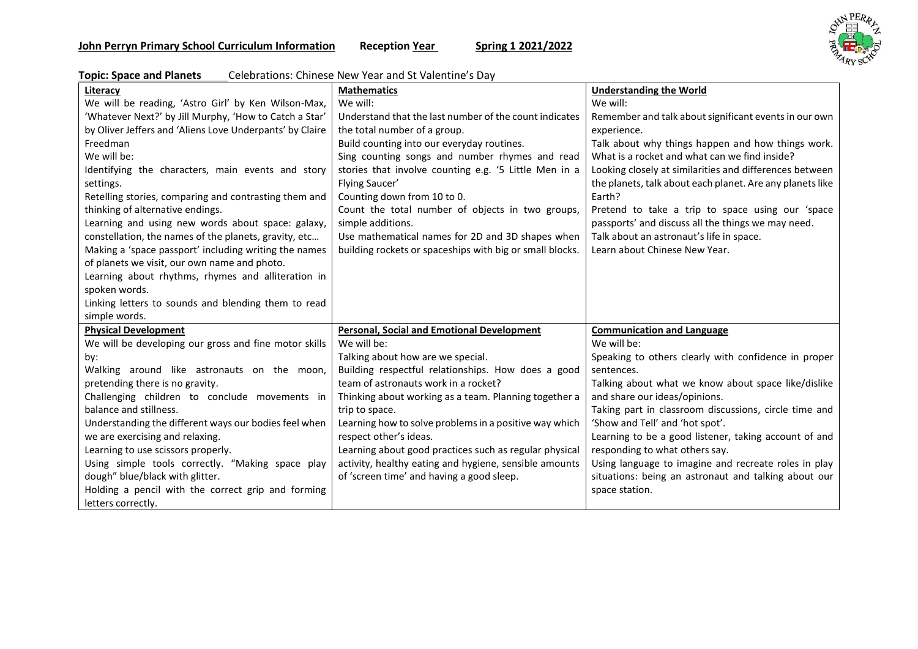**John Perryn Primary School Curriculum Information** **Reception Year** **Spring 1 2021/2022**

**Topic: Space and Planets** Celebrations: Chinese New Year and St Valentine's Day

| **Literacy** | **Mathematics** | **Understanding the World** |
|---|---|---|
| We will be reading, 'Astro Girl' by Ken Wilson-Max, 'Whatever Next?' by Jill Murphy, 'How to Catch a Star' by Oliver Jeffers and 'Aliens Love Underpants' by Claire Freedman<br>We will be:<br>Identifying the characters, main events and story settings.<br>Retelling stories, comparing and contrasting them and thinking of alternative endings.<br>Learning and using new words about space: galaxy, constellation, the names of the planets, gravity, etc…<br>Making a 'space passport' including writing the names of planets we visit, our own name and photo.<br>Learning about rhythms, rhymes and alliteration in spoken words.<br>Linking letters to sounds and blending them to read simple words. | We will:<br>Understand that the last number of the count indicates the total number of a group.<br>Build counting into our everyday routines.<br>Sing counting songs and number rhymes and read stories that involve counting e.g. '5 Little Men in a Flying Saucer'<br>Counting down from 10 to 0.<br>Count the total number of objects in two groups, simple additions.<br>Use mathematical names for 2D and 3D shapes when building rockets or spaceships with big or small blocks. | We will:<br>Remember and talk about significant events in our own experience.<br>Talk about why things happen and how things work. What is a rocket and what can we find inside?<br>Looking closely at similarities and differences between the planets, talk about each planet. Are any planets like Earth?<br>Pretend to take a trip to space using our 'space passports' and discuss all the things we may need.<br>Talk about an astronaut's life in space.<br>Learn about Chinese New Year. |
| **Physical Development** | **Personal, Social and Emotional Development** | **Communication and Language** |
| We will be developing our gross and fine motor skills by:<br>Walking around like astronauts on the moon, pretending there is no gravity.<br>Challenging children to conclude movements in balance and stillness.<br>Understanding the different ways our bodies feel when we are exercising and relaxing.<br>Learning to use scissors properly.<br>Using simple tools correctly. "Making space play dough" blue/black with glitter.<br>Holding a pencil with the correct grip and forming letters correctly. | We will be:<br>Talking about how are we special.<br>Building respectful relationships. How does a good team of astronauts work in a rocket?<br>Thinking about working as a team. Planning together a trip to space.<br>Learning how to solve problems in a positive way which respect other's ideas.<br>Learning about good practices such as regular physical activity, healthy eating and hygiene, sensible amounts of 'screen time' and having a good sleep. | We will be:<br>Speaking to others clearly with confidence in proper sentences.<br>Talking about what we know about space like/dislike and share our ideas/opinions.<br>Taking part in classroom discussions, circle time and 'Show and Tell' and 'hot spot'.<br>Learning to be a good listener, taking account of and responding to what others say.<br>Using language to imagine and recreate roles in play situations: being an astronaut and talking about our space station. |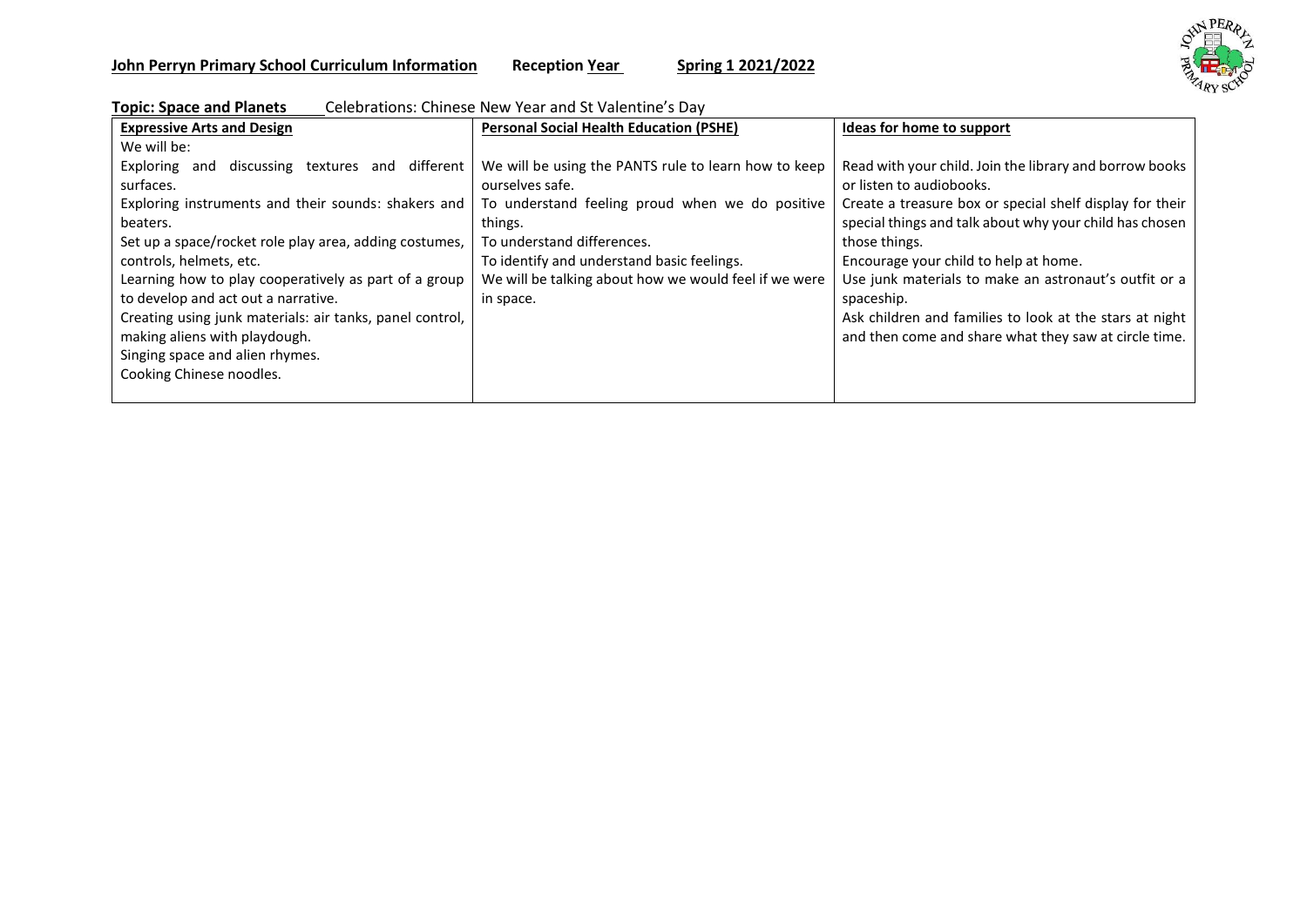**John Perryn Primary School Curriculum Information** **Reception Year** **Spring 1 2021/2022**

**Topic: Space and Planets** Celebrations: Chinese New Year and St Valentine's Day

| **Expressive Arts and Design** | **Personal Social Health Education (PSHE)** | **Ideas for home to support** |
|---|---|---|
| We will be:<br>Exploring and discussing textures and different surfaces.<br>Exploring instruments and their sounds: shakers and beaters.<br>Set up a space/rocket role play area, adding costumes, controls, helmets, etc.<br>Learning how to play cooperatively as part of a group to develop and act out a narrative.<br>Creating using junk materials: air tanks, panel control, making aliens with playdough.<br>Singing space and alien rhymes.<br>Cooking Chinese noodles. | We will be using the PANTS rule to learn how to keep ourselves safe.<br>To understand feeling proud when we do positive things.<br>To understand differences.<br>To identify and understand basic feelings.<br>We will be talking about how we would feel if we were in space. | Read with your child. Join the library and borrow books or listen to audiobooks.<br>Create a treasure box or special shelf display for their special things and talk about why your child has chosen those things.<br>Encourage your child to help at home.<br>Use junk materials to make an astronaut's outfit or a spaceship.<br>Ask children and families to look at the stars at night and then come and share what they saw at circle time. |